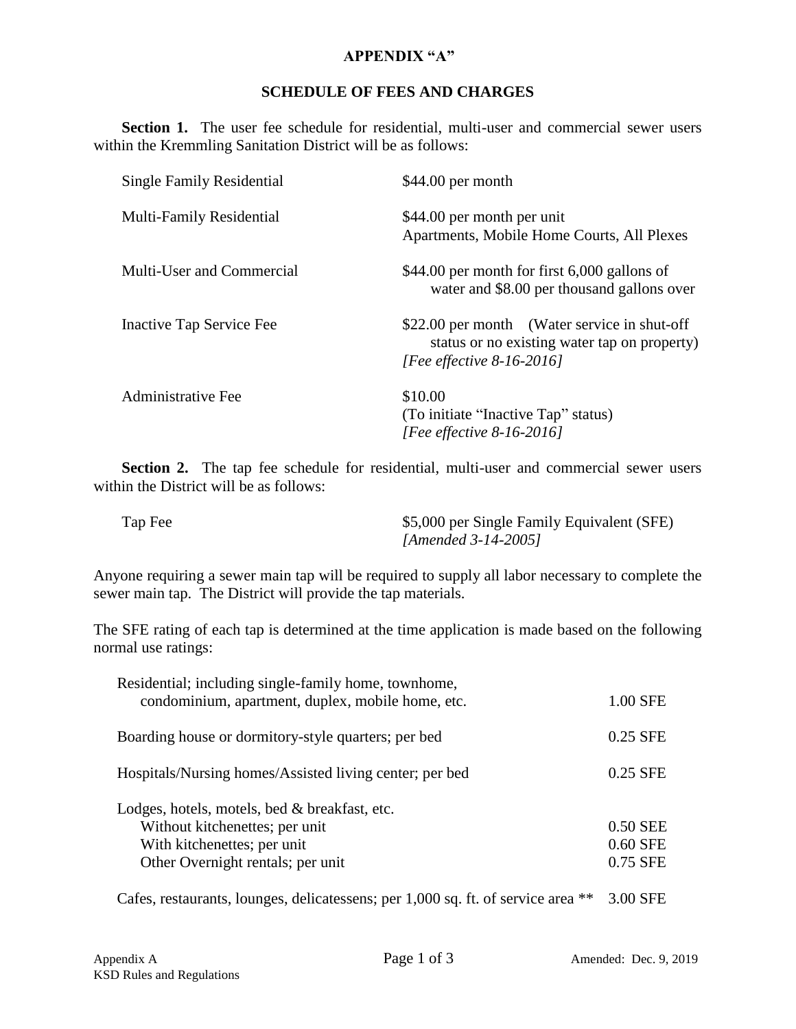# APPENDIX "A"

## SCHEDULE OF FEES AND CHARGES

**Section 1.** The user fee schedule for residential, multi-user and commercial sewer users within the Kremmling Sanitation District will be as follows:

| | |
|---|---|
| Single Family Residential | $44.00 per month |
| Multi-Family Residential | $44.00 per month per unit<br>Apartments, Mobile Home Courts, All Plexes |
| Multi-User and Commercial | $44.00 per month for first 6,000 gallons of water and $8.00 per thousand gallons over |
| Inactive Tap Service Fee | $22.00 per month (Water service in shut-off status or no existing water tap on property)<br>*[Fee effective 8-16-2016]* |
| Administrative Fee | $10.00<br>(To initiate "Inactive Tap" status)<br>*[Fee effective 8-16-2016]* |

**Section 2.** The tap fee schedule for residential, multi-user and commercial sewer users within the District will be as follows:

| | |
|---|---|
| Tap Fee | $5,000 per Single Family Equivalent (SFE)<br>*[Amended 3-14-2005]* |

Anyone requiring a sewer main tap will be required to supply all labor necessary to complete the sewer main tap. The District will provide the tap materials.

The SFE rating of each tap is determined at the time application is made based on the following normal use ratings:

| | |
|---|---|
| Residential; including single-family home, townhome, condominium, apartment, duplex, mobile home, etc. | 1.00 SFE |
| Boarding house or dormitory-style quarters; per bed | 0.25 SFE |
| Hospitals/Nursing homes/Assisted living center; per bed | 0.25 SFE |
| Lodges, hotels, motels, bed & breakfast, etc. | |
| Without kitchenettes; per unit | 0.50 SEE |
| With kitchenettes; per unit | 0.60 SFE |
| Other Overnight rentals; per unit | 0.75 SFE |
| Cafes, restaurants, lounges, delicatessens; per 1,000 sq. ft. of service area ** | 3.00 SFE |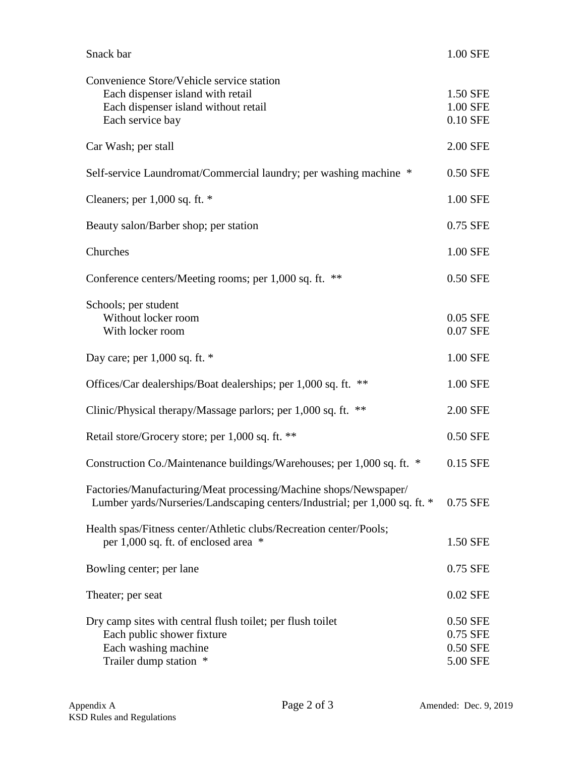| Category | SFE |
| --- | --- |
| Snack bar | 1.00 SFE |
| Convenience Store/Vehicle service station | |
| Each dispenser island with retail | 1.50 SFE |
| Each dispenser island without retail | 1.00 SFE |
| Each service bay | 0.10 SFE |
| Car Wash; per stall | 2.00 SFE |
| Self-service Laundromat/Commercial laundry; per washing machine * | 0.50 SFE |
| Cleaners; per 1,000 sq. ft. * | 1.00 SFE |
| Beauty salon/Barber shop; per station | 0.75 SFE |
| Churches | 1.00 SFE |
| Conference centers/Meeting rooms; per 1,000 sq. ft. ** | 0.50 SFE |
| Schools; per student | |
| Without locker room | 0.05 SFE |
| With locker room | 0.07 SFE |
| Day care; per 1,000 sq. ft. * | 1.00 SFE |
| Offices/Car dealerships/Boat dealerships; per 1,000 sq. ft. ** | 1.00 SFE |
| Clinic/Physical therapy/Massage parlors; per 1,000 sq. ft. ** | 2.00 SFE |
| Retail store/Grocery store; per 1,000 sq. ft. ** | 0.50 SFE |
| Construction Co./Maintenance buildings/Warehouses; per 1,000 sq. ft. * | 0.15 SFE |
| Factories/Manufacturing/Meat processing/Machine shops/Newspaper/ Lumber yards/Nurseries/Landscaping centers/Industrial; per 1,000 sq. ft. * | 0.75 SFE |
| Health spas/Fitness center/Athletic clubs/Recreation center/Pools; per 1,000 sq. ft. of enclosed area * | 1.50 SFE |
| Bowling center; per lane | 0.75 SFE |
| Theater; per seat | 0.02 SFE |
| Dry camp sites with central flush toilet; per flush toilet | 0.50 SFE |
| Each public shower fixture | 0.75 SFE |
| Each washing machine | 0.50 SFE |
| Trailer dump station * | 5.00 SFE |

Appendix A
KSD Rules and Regulations

Amended: Dec. 9, 2019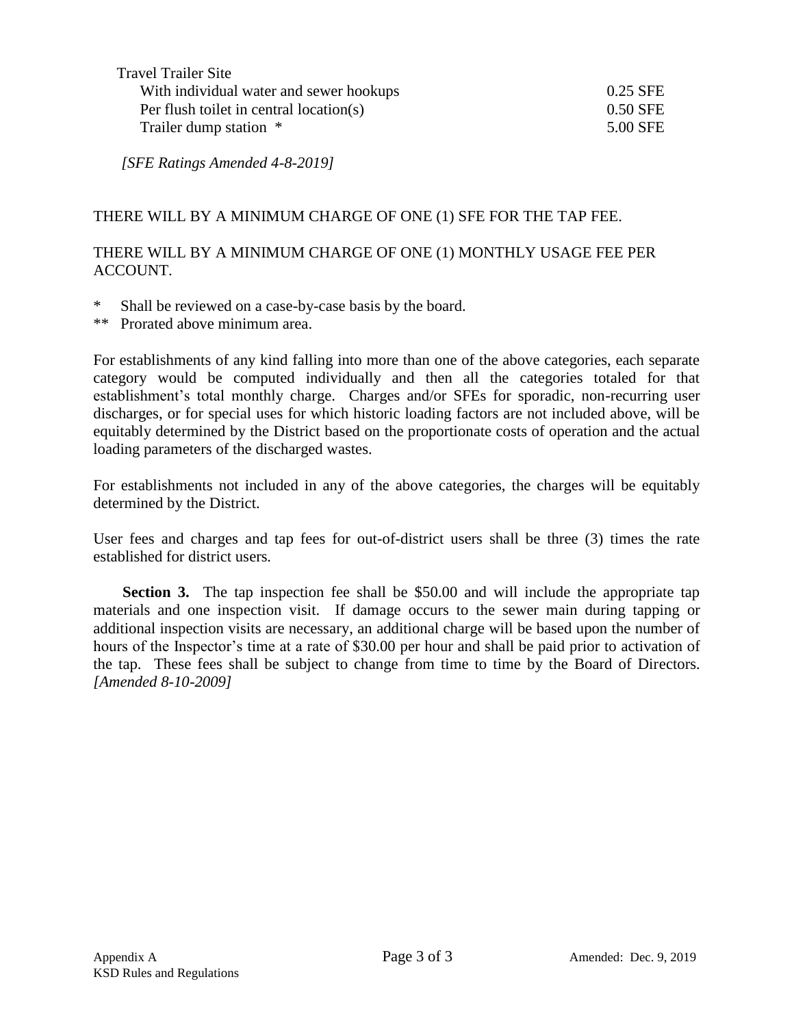| | |
|---|---|
| Travel Trailer Site | |
| With individual water and sewer hookups | 0.25 SFE |
| Per flush toilet in central location(s) | 0.50 SFE |
| Trailer dump station * | 5.00 SFE |

*[SFE Ratings Amended 4-8-2019]*

THERE WILL BY A MINIMUM CHARGE OF ONE (1) SFE FOR THE TAP FEE.

THERE WILL BY A MINIMUM CHARGE OF ONE (1) MONTHLY USAGE FEE PER ACCOUNT.

- \* Shall be reviewed on a case-by-case basis by the board.
- ** Prorated above minimum area.

For establishments of any kind falling into more than one of the above categories, each separate category would be computed individually and then all the categories totaled for that establishment's total monthly charge. Charges and/or SFEs for sporadic, non-recurring user discharges, or for special uses for which historic loading factors are not included above, will be equitably determined by the District based on the proportionate costs of operation and the actual loading parameters of the discharged wastes.

For establishments not included in any of the above categories, the charges will be equitably determined by the District.

User fees and charges and tap fees for out-of-district users shall be three (3) times the rate established for district users.

**Section 3.** The tap inspection fee shall be $50.00 and will include the appropriate tap materials and one inspection visit. If damage occurs to the sewer main during tapping or additional inspection visits are necessary, an additional charge will be based upon the number of hours of the Inspector's time at a rate of $30.00 per hour and shall be paid prior to activation of the tap. These fees shall be subject to change from time to time by the Board of Directors. *[Amended 8-10-2009]*